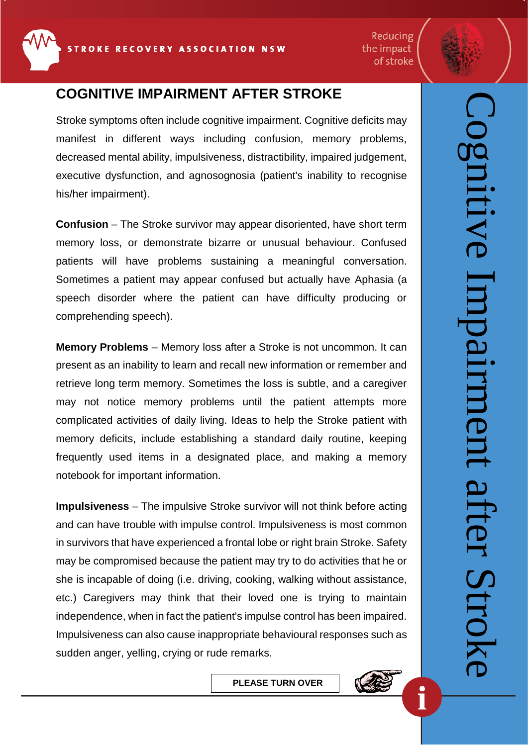STROKE RECOVERY ASSOCIATION NSW

Reducing the impact of stroke

# COGNITIVE IMPAIRMENT AFTER STROKE

Stroke symptoms often include cognitive impairment. Cognitive deficits may manifest in different ways including confusion, memory problems, decreased mental ability, impulsiveness, distractibility, impaired judgement, executive dysfunction, and agnosognosia (patient's inability to recognise his/her impairment).

**Confusion** – The Stroke survivor may appear disoriented, have short term memory loss, or demonstrate bizarre or unusual behaviour. Confused patients will have problems sustaining a meaningful conversation. Sometimes a patient may appear confused but actually have Aphasia (a speech disorder where the patient can have difficulty producing or comprehending speech).

**Memory Problems** – Memory loss after a Stroke is not uncommon. It can present as an inability to learn and recall new information or remember and retrieve long term memory. Sometimes the loss is subtle, and a caregiver may not notice memory problems until the patient attempts more complicated activities of daily living. Ideas to help the Stroke patient with memory deficits, include establishing a standard daily routine, keeping frequently used items in a designated place, and making a memory notebook for important information.

**Impulsiveness** – The impulsive Stroke survivor will not think before acting and can have trouble with impulse control. Impulsiveness is most common in survivors that have experienced a frontal lobe or right brain Stroke. Safety may be compromised because the patient may try to do activities that he or she is incapable of doing (i.e. driving, cooking, walking without assistance, etc.) Caregivers may think that their loved one is trying to maintain independence, when in fact the patient's impulse control has been impaired. Impulsiveness can also cause inappropriate behavioural responses such as sudden anger, yelling, crying or rude remarks.

**PLEASE TURN OVER**

Cognitive Impairment after Stroke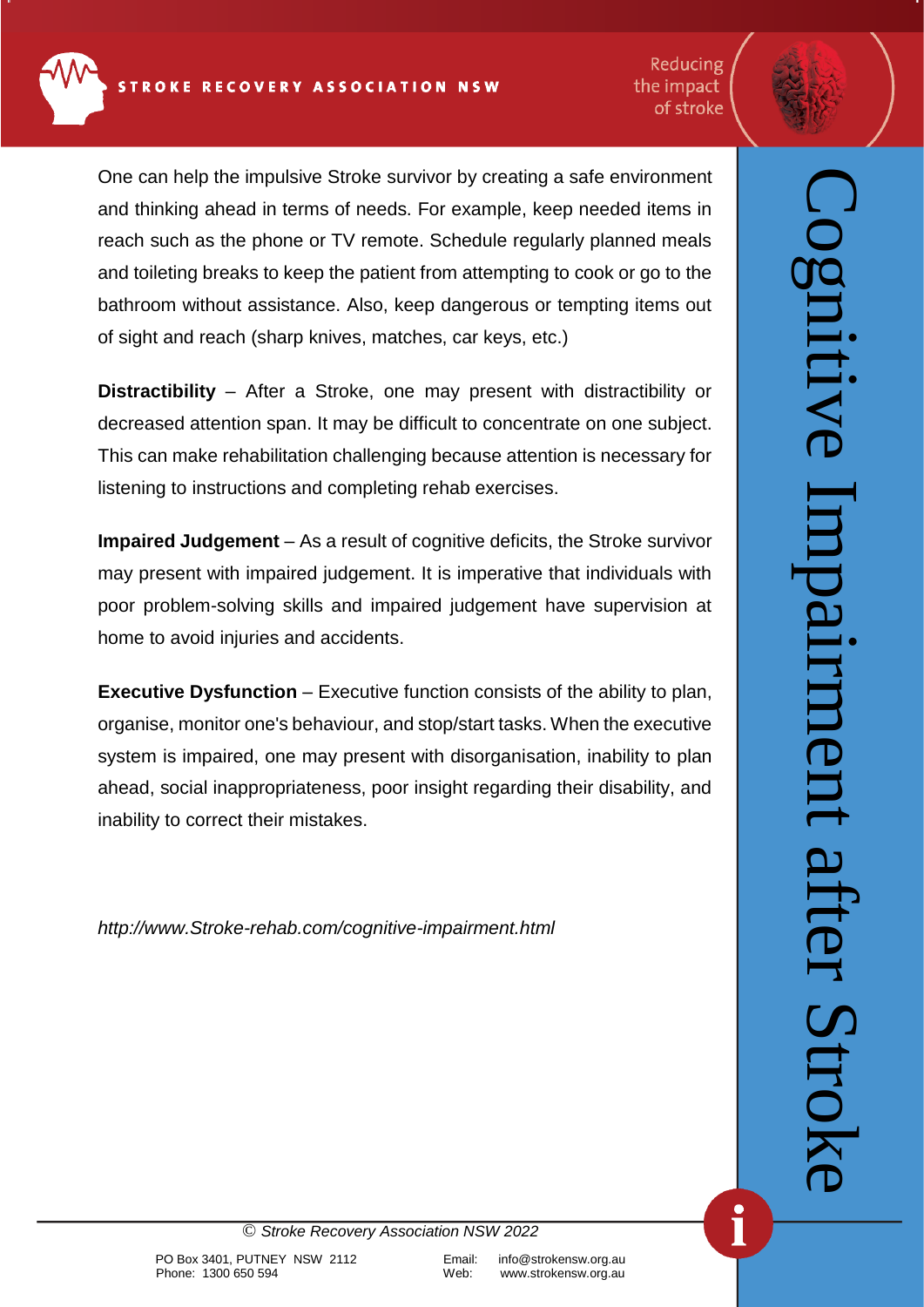One can help the impulsive Stroke survivor by creating a safe environment and thinking ahead in terms of needs. For example, keep needed items in reach such as the phone or TV remote. Schedule regularly planned meals and toileting breaks to keep the patient from attempting to cook or go to the bathroom without assistance. Also, keep dangerous or tempting items out of sight and reach (sharp knives, matches, car keys, etc.)

**Distractibility** – After a Stroke, one may present with distractibility or decreased attention span. It may be difficult to concentrate on one subject. This can make rehabilitation challenging because attention is necessary for listening to instructions and completing rehab exercises.

**Impaired Judgement** – As a result of cognitive deficits, the Stroke survivor may present with impaired judgement. It is imperative that individuals with poor problem-solving skills and impaired judgement have supervision at home to avoid injuries and accidents.

**Executive Dysfunction** – Executive function consists of the ability to plan, organise, monitor one's behaviour, and stop/start tasks. When the executive system is impaired, one may present with disorganisation, inability to plan ahead, social inappropriateness, poor insight regarding their disability, and inability to correct their mistakes.

*http://www.Stroke-rehab.com/cognitive-impairment.html*